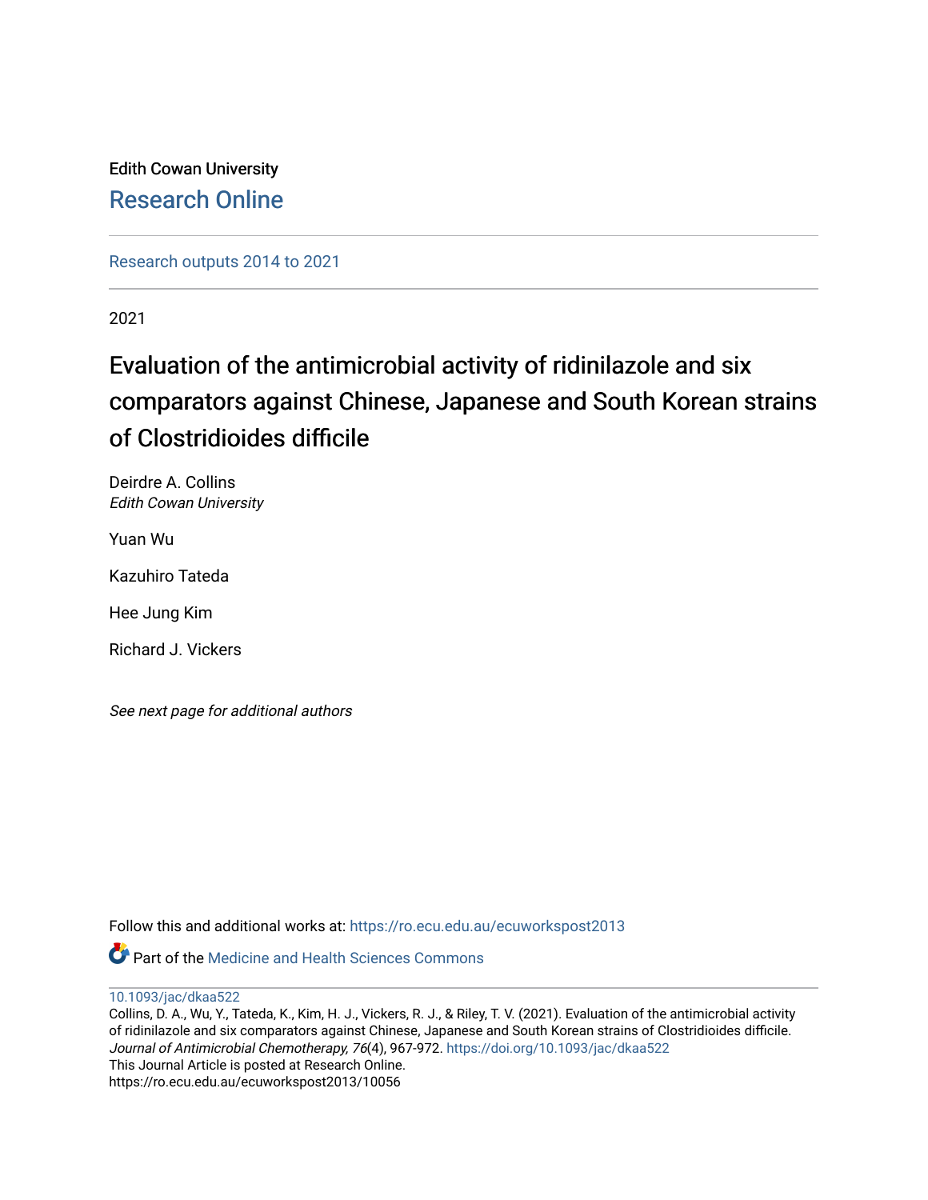Edith Cowan University

Research Online

Research outputs 2014 to 2021

2021

# Evaluation of the antimicrobial activity of ridinilazole and six comparators against Chinese, Japanese and South Korean strains of Clostridioides difficile

Deirdre A. Collins
*Edith Cowan University*

Yuan Wu

Kazuhiro Tateda

Hee Jung Kim

Richard J. Vickers

*See next page for additional authors*

Follow this and additional works at: https://ro.ecu.edu.au/ecuworkspost2013

Part of the Medicine and Health Sciences Commons

10.1093/jac/dkaa522
Collins, D. A., Wu, Y., Tateda, K., Kim, H. J., Vickers, R. J., & Riley, T. V. (2021). Evaluation of the antimicrobial activity of ridinilazole and six comparators against Chinese, Japanese and South Korean strains of Clostridioides difficile. *Journal of Antimicrobial Chemotherapy, 76*(4), 967-972. https://doi.org/10.1093/jac/dkaa522
This Journal Article is posted at Research Online.
https://ro.ecu.edu.au/ecuworkspost2013/10056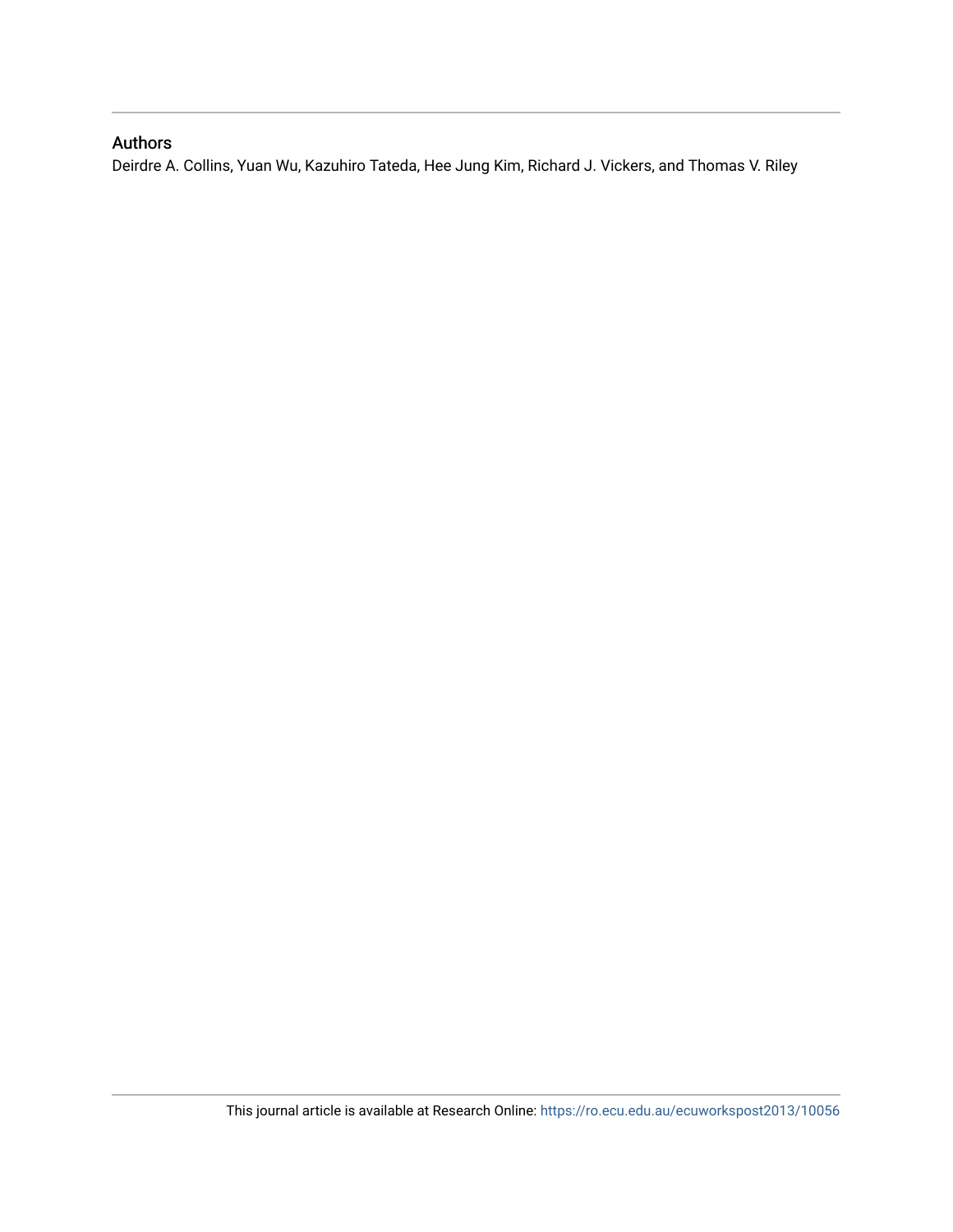## Authors

Deirdre A. Collins, Yuan Wu, Kazuhiro Tateda, Hee Jung Kim, Richard J. Vickers, and Thomas V. Riley

This journal article is available at Research Online: https://ro.ecu.edu.au/ecuworkspost2013/10056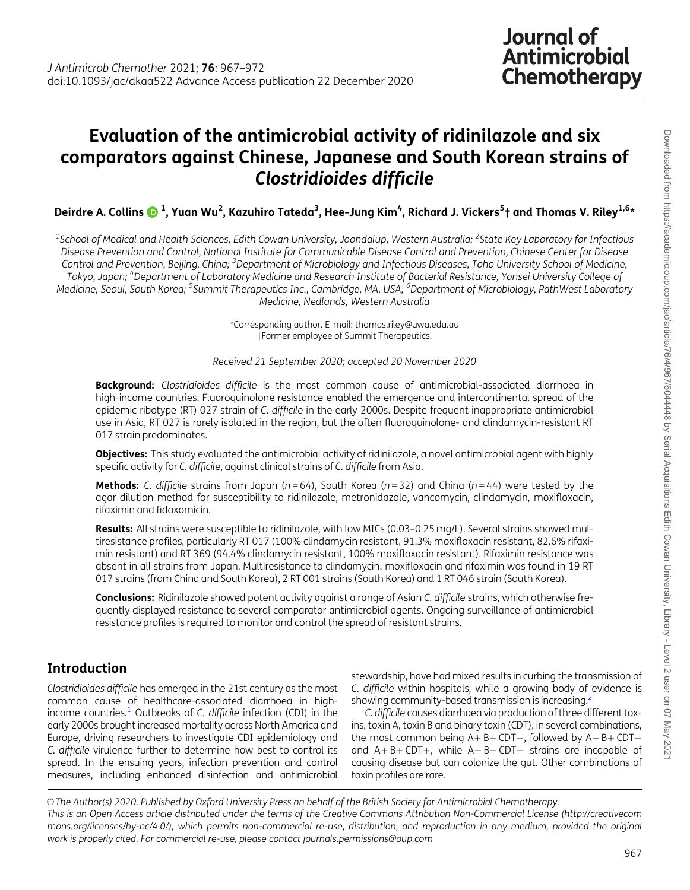# Evaluation of the antimicrobial activity of ridinilazole and six comparators against Chinese, Japanese and South Korean strains of *Clostridioides difficile*

**Deirdre A. Collins [1], Yuan Wu [2], Kazuhiro Tateda [3], Hee-Jung Kim [4], Richard J. Vickers [5]† and Thomas V. Riley [1,6]***

[1] School of Medical and Health Sciences, Edith Cowan University, Joondalup, Western Australia; [2] State Key Laboratory for Infectious Disease Prevention and Control, National Institute for Communicable Disease Control and Prevention, Chinese Center for Disease Control and Prevention, Beijing, China; [3] Department of Microbiology and Infectious Diseases, Toho University School of Medicine, Tokyo, Japan; [4] Department of Laboratory Medicine and Research Institute of Bacterial Resistance, Yonsei University College of Medicine, Seoul, South Korea; [5] Summit Therapeutics Inc., Cambridge, MA, USA; [6] Department of Microbiology, PathWest Laboratory Medicine, Nedlands, Western Australia

*Corresponding author. E-mail: thomas.riley@uwa.edu.au
†Former employee of Summit Therapeutics.

*Received 21 September 2020; accepted 20 November 2020*

**Background:** *Clostridioides difficile* is the most common cause of antimicrobial-associated diarrhoea in high-income countries. Fluoroquinolone resistance enabled the emergence and intercontinental spread of the epidemic ribotype (RT) 027 strain of *C. difficile* in the early 2000s. Despite frequent inappropriate antimicrobial use in Asia, RT 027 is rarely isolated in the region, but the often fluoroquinolone- and clindamycin-resistant RT 017 strain predominates.

**Objectives:** This study evaluated the antimicrobial activity of ridinilazole, a novel antimicrobial agent with highly specific activity for *C. difficile*, against clinical strains of *C. difficile* from Asia.

**Methods:** *C. difficile* strains from Japan ($n=64$), South Korea ($n=32$) and China ($n=44$) were tested by the agar dilution method for susceptibility to ridinilazole, metronidazole, vancomycin, clindamycin, moxifloxacin, rifaximin and fidaxomicin.

**Results:** All strains were susceptible to ridinilazole, with low MICs (0.03–0.25 mg/L). Several strains showed multiresistance profiles, particularly RT 017 (100% clindamycin resistant, 91.3% moxifloxacin resistant, 82.6% rifaximin resistant) and RT 369 (94.4% clindamycin resistant, 100% moxifloxacin resistant). Rifaximin resistance was absent in all strains from Japan. Multiresistance to clindamycin, moxifloxacin and rifaximin was found in 19 RT 017 strains (from China and South Korea), 2 RT 001 strains (South Korea) and 1 RT 046 strain (South Korea).

**Conclusions:** Ridinilazole showed potent activity against a range of Asian *C. difficile* strains, which otherwise frequently displayed resistance to several comparator antimicrobial agents. Ongoing surveillance of antimicrobial resistance profiles is required to monitor and control the spread of resistant strains.

## Introduction

*Clostridioides difficile* has emerged in the 21st century as the most common cause of healthcare-associated diarrhoea in high-income countries.[1] Outbreaks of *C. difficile* infection (CDI) in the early 2000s brought increased mortality across North America and Europe, driving researchers to investigate CDI epidemiology and *C. difficile* virulence further to determine how best to control its spread. In the ensuing years, infection prevention and control measures, including enhanced disinfection and antimicrobial stewardship, have had mixed results in curbing the transmission of *C. difficile* within hospitals, while a growing body of evidence is showing community-based transmission is increasing.[2]

*C. difficile* causes diarrhoea via production of three different toxins, toxin A, toxin B and binary toxin (CDT), in several combinations, the most common being A+ B+ CDT−, followed by A− B+ CDT− and A+ B+ CDT+, while A− B− CDT− strains are incapable of causing disease but can colonize the gut. Other combinations of toxin profiles are rare.

© The Author(s) 2020. Published by Oxford University Press on behalf of the British Society for Antimicrobial Chemotherapy. This is an Open Access article distributed under the terms of the Creative Commons Attribution Non-Commercial License (http://creativecommons.org/licenses/by-nc/4.0/), which permits non-commercial re-use, distribution, and reproduction in any medium, provided the original work is properly cited. For commercial re-use, please contact journals.permissions@oup.com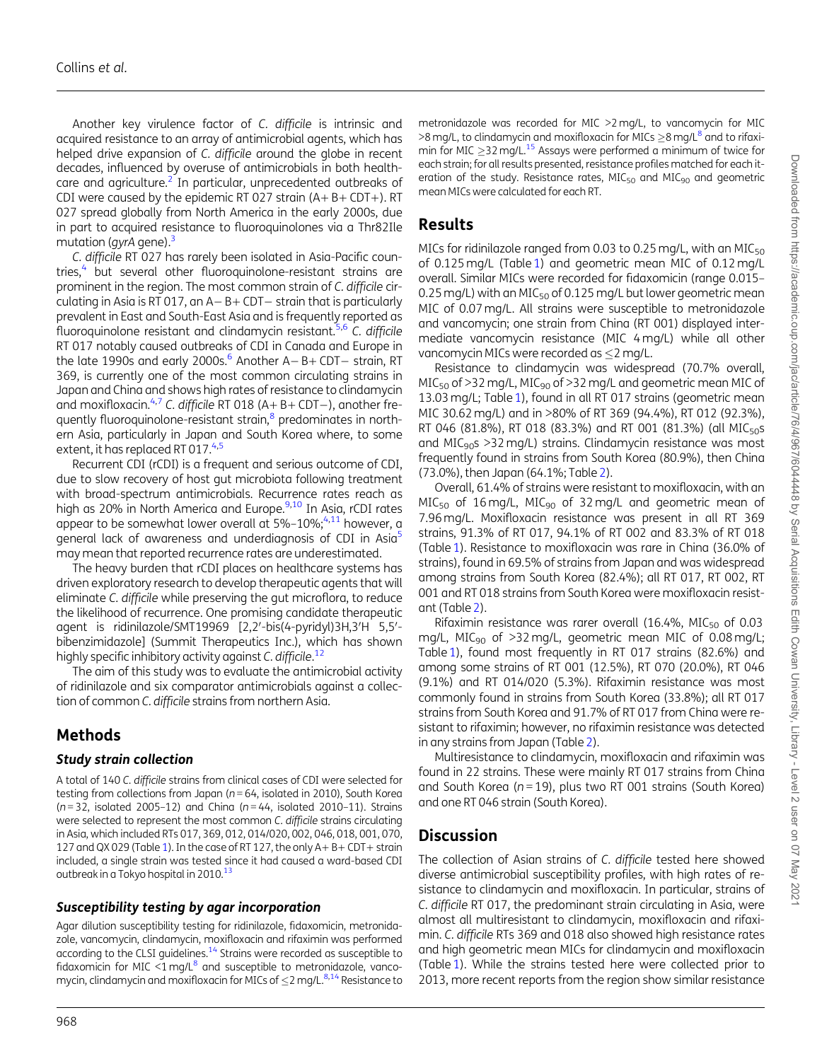Another key virulence factor of *C. difficile* is intrinsic and acquired resistance to an array of antimicrobial agents, which has helped drive expansion of *C. difficile* around the globe in recent decades, influenced by overuse of antimicrobials in both healthcare and agriculture.[2] In particular, unprecedented outbreaks of CDI were caused by the epidemic RT 027 strain (A+ B+ CDT+). RT 027 spread globally from North America in the early 2000s, due in part to acquired resistance to fluoroquinolones via a Thr82Ile mutation (*gyrA* gene).[3]

*C. difficile* RT 027 has rarely been isolated in Asia-Pacific countries,[4] but several other fluoroquinolone-resistant strains are prominent in the region. The most common strain of *C. difficile* circulating in Asia is RT 017, an A− B+ CDT− strain that is particularly prevalent in East and South-East Asia and is frequently reported as fluoroquinolone resistant and clindamycin resistant.[5,6] *C. difficile* RT 017 notably caused outbreaks of CDI in Canada and Europe in the late 1990s and early 2000s.[6] Another A− B+ CDT− strain, RT 369, is currently one of the most common circulating strains in Japan and China and shows high rates of resistance to clindamycin and moxifloxacin.[4,7] *C. difficile* RT 018 (A+ B+ CDT−), another frequently fluoroquinolone-resistant strain,[8] predominates in northern Asia, particularly in Japan and South Korea where, to some extent, it has replaced RT 017.[4,5]

Recurrent CDI (rCDI) is a frequent and serious outcome of CDI, due to slow recovery of host gut microbiota following treatment with broad-spectrum antimicrobials. Recurrence rates reach as high as 20% in North America and Europe.[9,10] In Asia, rCDI rates appear to be somewhat lower overall at 5%–10%;[4,11] however, a general lack of awareness and underdiagnosis of CDI in Asia[5] may mean that reported recurrence rates are underestimated.

The heavy burden that rCDI places on healthcare systems has driven exploratory research to develop therapeutic agents that will eliminate *C. difficile* while preserving the gut microflora, to reduce the likelihood of recurrence. One promising candidate therapeutic agent is ridinilazole/SMT19969 [2,2′-bis(4-pyridyl)3H,3′H 5,5′-bibenzimidazole] (Summit Therapeutics Inc.), which has shown highly specific inhibitory activity against *C. difficile*.[12]

The aim of this study was to evaluate the antimicrobial activity of ridinilazole and six comparator antimicrobials against a collection of common *C. difficile* strains from northern Asia.

## Methods

### Study strain collection

A total of 140 *C. difficile* strains from clinical cases of CDI were selected for testing from collections from Japan ($n = 64$, isolated in 2010), South Korea ($n = 32$, isolated 2005–12) and China ($n = 44$, isolated 2010–11). Strains were selected to represent the most common *C. difficile* strains circulating in Asia, which included RTs 017, 369, 012, 014/020, 002, 046, 018, 001, 070, 127 and QX 029 (Table 1). In the case of RT 127, the only A+ B+ CDT+ strain included, a single strain was tested since it had caused a ward-based CDI outbreak in a Tokyo hospital in 2010.[13]

### Susceptibility testing by agar incorporation

Agar dilution susceptibility testing for ridinilazole, fidaxomicin, metronidazole, vancomycin, clindamycin, moxifloxacin and rifaximin was performed according to the CLSI guidelines.[14] Strains were recorded as susceptible to fidaxomicin for MIC <1 mg/L[8] and susceptible to metronidazole, vancomycin, clindamycin and moxifloxacin for MICs of ≤2 mg/L.[8,14] Resistance to metronidazole was recorded for MIC >2 mg/L, to vancomycin for MIC >8 mg/L, to clindamycin and moxifloxacin for MICs ≥8 mg/L[8] and to rifaximin for MIC ≥32 mg/L.[15] Assays were performed a minimum of twice for each strain; for all results presented, resistance profiles matched for each iteration of the study. Resistance rates, $MIC_{50}$ and $MIC_{90}$ and geometric mean MICs were calculated for each RT.

## Results

MICs for ridinilazole ranged from 0.03 to 0.25 mg/L, with an $MIC_{50}$ of 0.125 mg/L (Table 1) and geometric mean MIC of 0.12 mg/L overall. Similar MICs were recorded for fidaxomicin (range 0.015–0.25 mg/L) with an $MIC_{50}$ of 0.125 mg/L but lower geometric mean MIC of 0.07 mg/L. All strains were susceptible to metronidazole and vancomycin; one strain from China (RT 001) displayed intermediate vancomycin resistance (MIC 4 mg/L) while all other vancomycin MICs were recorded as ≤2 mg/L.

Resistance to clindamycin was widespread (70.7% overall, $MIC_{50}$ of >32 mg/L, $MIC_{90}$ of >32 mg/L and geometric mean MIC of 13.03 mg/L; Table 1), found in all RT 017 strains (geometric mean MIC 30.62 mg/L) and in >80% of RT 369 (94.4%), RT 012 (92.3%), RT 046 (81.8%), RT 018 (83.3%) and RT 001 (81.3%) (all $MIC_{50}$s and $MIC_{90}$s >32 mg/L) strains. Clindamycin resistance was most frequently found in strains from South Korea (80.9%), then China (73.0%), then Japan (64.1%; Table 2).

Overall, 61.4% of strains were resistant to moxifloxacin, with an $MIC_{50}$ of 16 mg/L, $MIC_{90}$ of 32 mg/L and geometric mean of 7.96 mg/L. Moxifloxacin resistance was present in all RT 369 strains, 91.3% of RT 017, 94.1% of RT 002 and 83.3% of RT 018 (Table 1). Resistance to moxifloxacin was rare in China (36.0% of strains), found in 69.5% of strains from Japan and was widespread among strains from South Korea (82.4%); all RT 017, RT 002, RT 001 and RT 018 strains from South Korea were moxifloxacin resistant (Table 2).

Rifaximin resistance was rarer overall (16.4%, $MIC_{50}$ of 0.03 mg/L, $MIC_{90}$ of >32 mg/L, geometric mean MIC of 0.08 mg/L; Table 1), found most frequently in RT 017 strains (82.6%) and among some strains of RT 001 (12.5%), RT 070 (20.0%), RT 046 (9.1%) and RT 014/020 (5.3%). Rifaximin resistance was most commonly found in strains from South Korea (33.8%); all RT 017 strains from South Korea and 91.7% of RT 017 from China were resistant to rifaximin; however, no rifaximin resistance was detected in any strains from Japan (Table 2).

Multiresistance to clindamycin, moxifloxacin and rifaximin was found in 22 strains. These were mainly RT 017 strains from China and South Korea ($n = 19$), plus two RT 001 strains (South Korea) and one RT 046 strain (South Korea).

## Discussion

The collection of Asian strains of *C. difficile* tested here showed diverse antimicrobial susceptibility profiles, with high rates of resistance to clindamycin and moxifloxacin. In particular, strains of *C. difficile* RT 017, the predominant strain circulating in Asia, were almost all multiresistant to clindamycin, moxifloxacin and rifaximin. *C. difficile* RTs 369 and 018 also showed high resistance rates and high geometric mean MICs for clindamycin and moxifloxacin (Table 1). While the strains tested here were collected prior to 2013, more recent reports from the region show similar resistance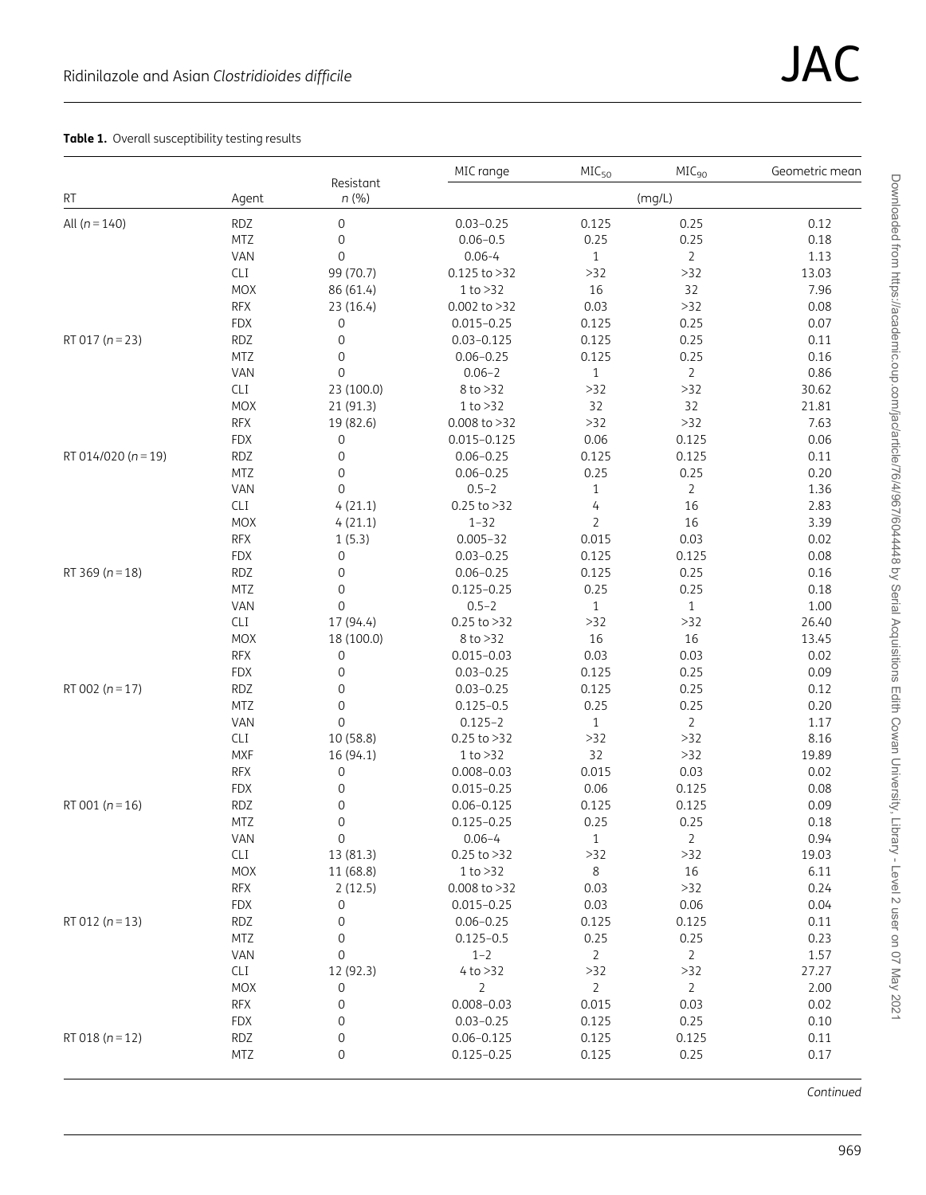**Table 1.** Overall susceptibility testing results

| RT | Agent | Resistant n (%) | MIC range | $MIC_{50}$ | $MIC_{90}$ | Geometric mean |
|---|---|---|---|---|---|---|
| | | | (mg/L) | | | |
| All (n = 140) | RDZ | 0 | 0.03–0.25 | 0.125 | 0.25 | 0.12 |
| | MTZ | 0 | 0.06–0.5 | 0.25 | 0.25 | 0.18 |
| | VAN | 0 | 0.06–4 | 1 | 2 | 1.13 |
| | CLI | 99 (70.7) | 0.125 to >32 | >32 | >32 | 13.03 |
| | MOX | 86 (61.4) | 1 to >32 | 16 | 32 | 7.96 |
| | RFX | 23 (16.4) | 0.002 to >32 | 0.03 | >32 | 0.08 |
| | FDX | 0 | 0.015–0.25 | 0.125 | 0.25 | 0.07 |
| RT 017 (n = 23) | RDZ | 0 | 0.03–0.125 | 0.125 | 0.25 | 0.11 |
| | MTZ | 0 | 0.06–0.25 | 0.125 | 0.25 | 0.16 |
| | VAN | 0 | 0.06–2 | 1 | 2 | 0.86 |
| | CLI | 23 (100.0) | 8 to >32 | >32 | >32 | 30.62 |
| | MOX | 21 (91.3) | 1 to >32 | 32 | 32 | 21.81 |
| | RFX | 19 (82.6) | 0.008 to >32 | >32 | >32 | 7.63 |
| | FDX | 0 | 0.015–0.125 | 0.06 | 0.125 | 0.06 |
| RT 014/020 (n = 19) | RDZ | 0 | 0.06–0.25 | 0.125 | 0.125 | 0.11 |
| | MTZ | 0 | 0.06–0.25 | 0.25 | 0.25 | 0.20 |
| | VAN | 0 | 0.5–2 | 1 | 2 | 1.36 |
| | CLI | 4 (21.1) | 0.25 to >32 | 4 | 16 | 2.83 |
| | MOX | 4 (21.1) | 1–32 | 2 | 16 | 3.39 |
| | RFX | 1 (5.3) | 0.005–32 | 0.015 | 0.03 | 0.02 |
| | FDX | 0 | 0.03–0.25 | 0.125 | 0.125 | 0.08 |
| RT 369 (n = 18) | RDZ | 0 | 0.06–0.25 | 0.125 | 0.25 | 0.16 |
| | MTZ | 0 | 0.125–0.25 | 0.25 | 0.25 | 0.18 |
| | VAN | 0 | 0.5–2 | 1 | 1 | 1.00 |
| | CLI | 17 (94.4) | 0.25 to >32 | >32 | >32 | 26.40 |
| | MOX | 18 (100.0) | 8 to >32 | 16 | 16 | 13.45 |
| | RFX | 0 | 0.015–0.03 | 0.03 | 0.03 | 0.02 |
| | FDX | 0 | 0.03–0.25 | 0.125 | 0.25 | 0.09 |
| RT 002 (n = 17) | RDZ | 0 | 0.03–0.25 | 0.125 | 0.25 | 0.12 |
| | MTZ | 0 | 0.125–0.5 | 0.25 | 0.25 | 0.20 |
| | VAN | 0 | 0.125–2 | 1 | 2 | 1.17 |
| | CLI | 10 (58.8) | 0.25 to >32 | >32 | >32 | 8.16 |
| | MXF | 16 (94.1) | 1 to >32 | 32 | >32 | 19.89 |
| | RFX | 0 | 0.008–0.03 | 0.015 | 0.03 | 0.02 |
| | FDX | 0 | 0.015–0.25 | 0.06 | 0.125 | 0.08 |
| RT 001 (n = 16) | RDZ | 0 | 0.06–0.125 | 0.125 | 0.125 | 0.09 |
| | MTZ | 0 | 0.125–0.25 | 0.25 | 0.25 | 0.18 |
| | VAN | 0 | 0.06–4 | 1 | 2 | 0.94 |
| | CLI | 13 (81.3) | 0.25 to >32 | >32 | >32 | 19.03 |
| | MOX | 11 (68.8) | 1 to >32 | 8 | 16 | 6.11 |
| | RFX | 2 (12.5) | 0.008 to >32 | 0.03 | >32 | 0.24 |
| | FDX | 0 | 0.015–0.25 | 0.03 | 0.06 | 0.04 |
| RT 012 (n = 13) | RDZ | 0 | 0.06–0.25 | 0.125 | 0.125 | 0.11 |
| | MTZ | 0 | 0.125–0.5 | 0.25 | 0.25 | 0.23 |
| | VAN | 0 | 1–2 | 2 | 2 | 1.57 |
| | CLI | 12 (92.3) | 4 to >32 | >32 | >32 | 27.27 |
| | MOX | 0 | 2 | 2 | 2 | 2.00 |
| | RFX | 0 | 0.008–0.03 | 0.015 | 0.03 | 0.02 |
| | FDX | 0 | 0.03–0.25 | 0.125 | 0.25 | 0.10 |
| RT 018 (n = 12) | RDZ | 0 | 0.06–0.125 | 0.125 | 0.125 | 0.11 |
| | MTZ | 0 | 0.125–0.25 | 0.125 | 0.25 | 0.17 |

*Continued*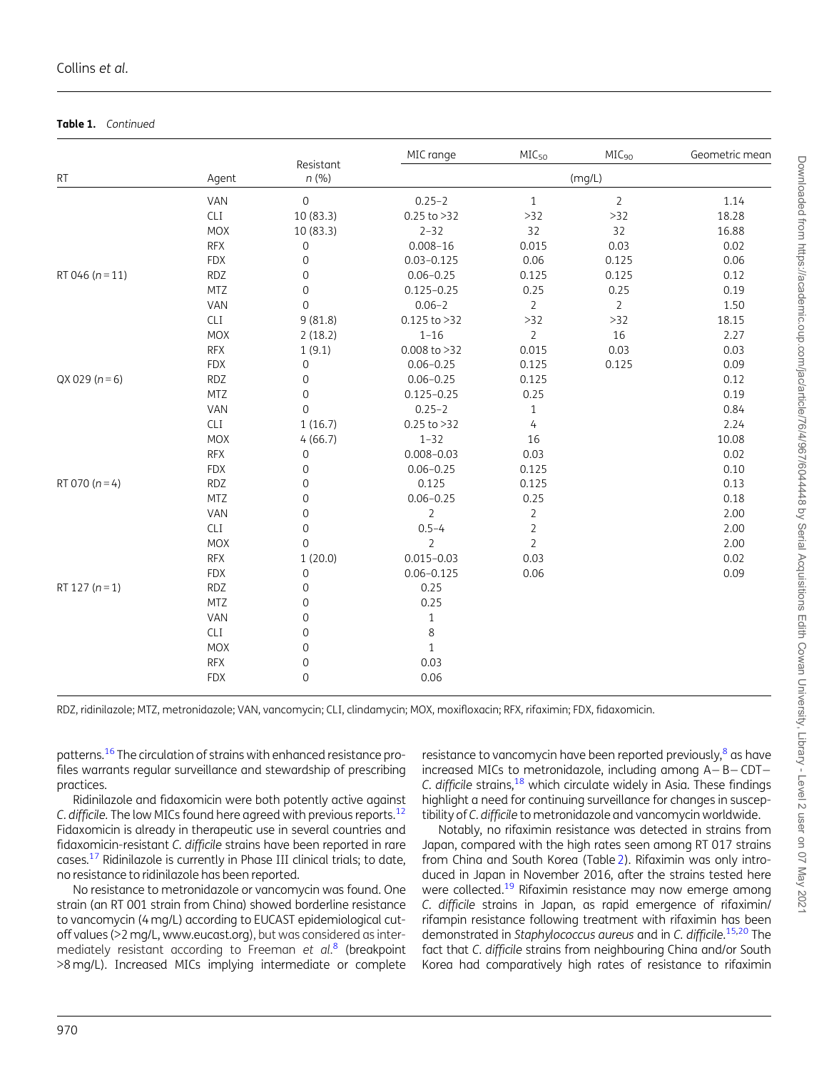**Table 1.** *Continued*

| RT | Agent | Resistant n (%) | MIC range | $MIC_{50}$ | $MIC_{90}$ | Geometric mean |
|---|---|---|---|---|---|---|
| | | | (mg/L) | | | |
| | VAN | 0 | 0.25–2 | 1 | 2 | 1.14 |
| | CLI | 10 (83.3) | 0.25 to >32 | >32 | >32 | 18.28 |
| | MOX | 10 (83.3) | 2–32 | 32 | 32 | 16.88 |
| | RFX | 0 | 0.008–16 | 0.015 | 0.03 | 0.02 |
| | FDX | 0 | 0.03–0.125 | 0.06 | 0.125 | 0.06 |
| RT 046 (n = 11) | RDZ | 0 | 0.06–0.25 | 0.125 | 0.125 | 0.12 |
| | MTZ | 0 | 0.125–0.25 | 0.25 | 0.25 | 0.19 |
| | VAN | 0 | 0.06–2 | 2 | 2 | 1.50 |
| | CLI | 9 (81.8) | 0.125 to >32 | >32 | >32 | 18.15 |
| | MOX | 2 (18.2) | 1–16 | 2 | 16 | 2.27 |
| | RFX | 1 (9.1) | 0.008 to >32 | 0.015 | 0.03 | 0.03 |
| | FDX | 0 | 0.06–0.25 | 0.125 | 0.125 | 0.09 |
| QX 029 (n = 6) | RDZ | 0 | 0.06–0.25 | 0.125 | | 0.12 |
| | MTZ | 0 | 0.125–0.25 | 0.25 | | 0.19 |
| | VAN | 0 | 0.25–2 | 1 | | 0.84 |
| | CLI | 1 (16.7) | 0.25 to >32 | 4 | | 2.24 |
| | MOX | 4 (66.7) | 1–32 | 16 | | 10.08 |
| | RFX | 0 | 0.008–0.03 | 0.03 | | 0.02 |
| | FDX | 0 | 0.06–0.25 | 0.125 | | 0.10 |
| RT 070 (n = 4) | RDZ | 0 | 0.125 | 0.125 | | 0.13 |
| | MTZ | 0 | 0.06–0.25 | 0.25 | | 0.18 |
| | VAN | 0 | 2 | 2 | | 2.00 |
| | CLI | 0 | 0.5–4 | 2 | | 2.00 |
| | MOX | 0 | 2 | 2 | | 2.00 |
| | RFX | 1 (20.0) | 0.015–0.03 | 0.03 | | 0.02 |
| | FDX | 0 | 0.06–0.125 | 0.06 | | 0.09 |
| RT 127 (n = 1) | RDZ | 0 | 0.25 | | | |
| | MTZ | 0 | 0.25 | | | |
| | VAN | 0 | 1 | | | |
| | CLI | 0 | 8 | | | |
| | MOX | 0 | 1 | | | |
| | RFX | 0 | 0.03 | | | |
| | FDX | 0 | 0.06 | | | |

RDZ, ridinilazole; MTZ, metronidazole; VAN, vancomycin; CLI, clindamycin; MOX, moxifloxacin; RFX, rifaximin; FDX, fidaxomicin.

patterns.[16] The circulation of strains with enhanced resistance profiles warrants regular surveillance and stewardship of prescribing practices.

Ridinilazole and fidaxomicin were both potently active against *C. difficile*. The low MICs found here agreed with previous reports.[12] Fidaxomicin is already in therapeutic use in several countries and fidaxomicin-resistant *C. difficile* strains have been reported in rare cases.[17] Ridinilazole is currently in Phase III clinical trials; to date, no resistance to ridinilazole has been reported.

No resistance to metronidazole or vancomycin was found. One strain (an RT 001 strain from China) showed borderline resistance to vancomycin (4 mg/L) according to EUCAST epidemiological cut-off values (>2 mg/L, www.eucast.org), but was considered as intermediately resistant according to Freeman *et al.*[8] (breakpoint >8 mg/L). Increased MICs implying intermediate or complete resistance to vancomycin have been reported previously,[8] as have increased MICs to metronidazole, including among A− B− CDT− *C. difficile* strains,[18] which circulate widely in Asia. These findings highlight a need for continuing surveillance for changes in susceptibility of *C. difficile* to metronidazole and vancomycin worldwide.

Notably, no rifaximin resistance was detected in strains from Japan, compared with the high rates seen among RT 017 strains from China and South Korea (Table 2). Rifaximin was only introduced in Japan in November 2016, after the strains tested here were collected.[19] Rifaximin resistance may now emerge among *C. difficile* strains in Japan, as rapid emergence of rifaximin/rifampin resistance following treatment with rifaximin has been demonstrated in *Staphylococcus aureus* and in *C. difficile*.[15,20] The fact that *C. difficile* strains from neighbouring China and/or South Korea had comparatively high rates of resistance to rifaximin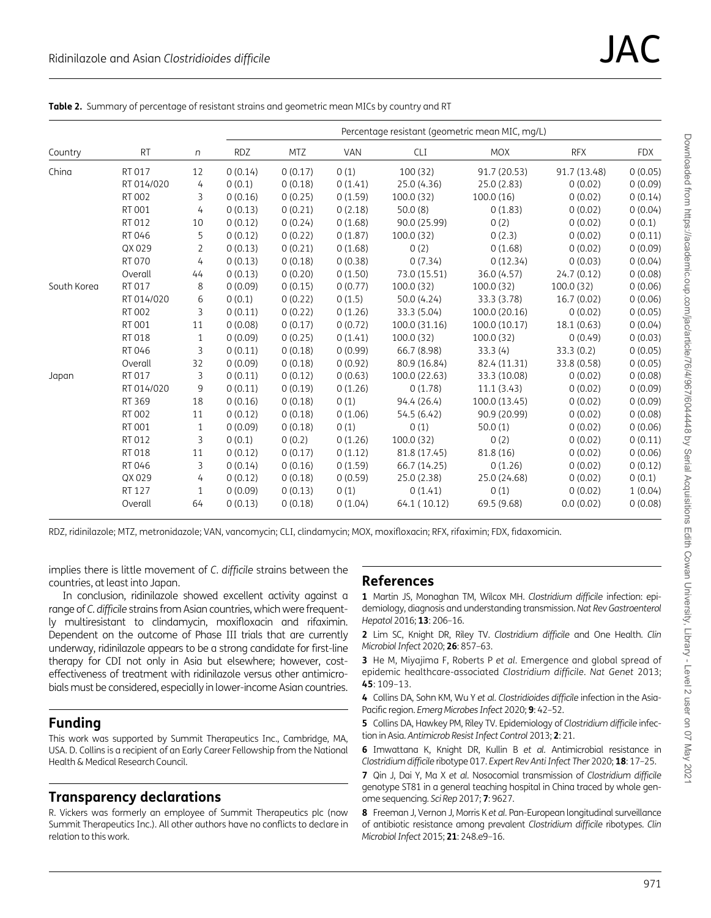**Table 2.** Summary of percentage of resistant strains and geometric mean MICs by country and RT

| Country | RT | *n* | Percentage resistant (geometric mean MIC, mg/L) | | | | | | |
|---|---|---|---|---|---|---|---|---|---|
| | | | RDZ | MTZ | VAN | CLI | MOX | RFX | FDX |
| China | RT 017 | 12 | 0 (0.14) | 0 (0.17) | 0 (1) | 100 (32) | 91.7 (20.53) | 91.7 (13.48) | 0 (0.05) |
| | RT 014/020 | 4 | 0 (0.1) | 0 (0.18) | 0 (1.41) | 25.0 (4.36) | 25.0 (2.83) | 0 (0.02) | 0 (0.09) |
| | RT 002 | 3 | 0 (0.16) | 0 (0.25) | 0 (1.59) | 100.0 (32) | 100.0 (16) | 0 (0.02) | 0 (0.14) |
| | RT 001 | 4 | 0 (0.13) | 0 (0.21) | 0 (2.18) | 50.0 (8) | 0 (1.83) | 0 (0.02) | 0 (0.04) |
| | RT 012 | 10 | 0 (0.12) | 0 (0.24) | 0 (1.68) | 90.0 (25.99) | 0 (2) | 0 (0.02) | 0 (0.1) |
| | RT 046 | 5 | 0 (0.12) | 0 (0.22) | 0 (1.87) | 100.0 (32) | 0 (2.3) | 0 (0.02) | 0 (0.11) |
| | QX 029 | 2 | 0 (0.13) | 0 (0.21) | 0 (1.68) | 0 (2) | 0 (1.68) | 0 (0.02) | 0 (0.09) |
| | RT 070 | 4 | 0 (0.13) | 0 (0.18) | 0 (0.38) | 0 (7.34) | 0 (12.34) | 0 (0.03) | 0 (0.04) |
| | Overall | 44 | 0 (0.13) | 0 (0.20) | 0 (1.50) | 73.0 (15.51) | 36.0 (4.57) | 24.7 (0.12) | 0 (0.08) |
| South Korea | RT 017 | 8 | 0 (0.09) | 0 (0.15) | 0 (0.77) | 100.0 (32) | 100.0 (32) | 100.0 (32) | 0 (0.06) |
| | RT 014/020 | 6 | 0 (0.1) | 0 (0.22) | 0 (1.5) | 50.0 (4.24) | 33.3 (3.78) | 16.7 (0.02) | 0 (0.06) |
| | RT 002 | 3 | 0 (0.11) | 0 (0.22) | 0 (1.26) | 33.3 (5.04) | 100.0 (20.16) | 0 (0.02) | 0 (0.05) |
| | RT 001 | 11 | 0 (0.08) | 0 (0.17) | 0 (0.72) | 100.0 (31.16) | 100.0 (10.17) | 18.1 (0.63) | 0 (0.04) |
| | RT 018 | 1 | 0 (0.09) | 0 (0.25) | 0 (1.41) | 100.0 (32) | 100.0 (32) | 0 (0.49) | 0 (0.03) |
| | RT 046 | 3 | 0 (0.11) | 0 (0.18) | 0 (0.99) | 66.7 (8.98) | 33.3 (4) | 33.3 (0.2) | 0 (0.05) |
| | Overall | 32 | 0 (0.09) | 0 (0.18) | 0 (0.92) | 80.9 (16.84) | 82.4 (11.31) | 33.8 (0.58) | 0 (0.05) |
| Japan | RT 017 | 3 | 0 (0.11) | 0 (0.12) | 0 (0.63) | 100.0 (22.63) | 33.3 (10.08) | 0 (0.02) | 0 (0.08) |
| | RT 014/020 | 9 | 0 (0.11) | 0 (0.19) | 0 (1.26) | 0 (1.78) | 11.1 (3.43) | 0 (0.02) | 0 (0.09) |
| | RT 369 | 18 | 0 (0.16) | 0 (0.18) | 0 (1) | 94.4 (26.4) | 100.0 (13.45) | 0 (0.02) | 0 (0.09) |
| | RT 002 | 11 | 0 (0.12) | 0 (0.18) | 0 (1.06) | 54.5 (6.42) | 90.9 (20.99) | 0 (0.02) | 0 (0.08) |
| | RT 001 | 1 | 0 (0.09) | 0 (0.18) | 0 (1) | 0 (1) | 50.0 (1) | 0 (0.02) | 0 (0.06) |
| | RT 012 | 3 | 0 (0.1) | 0 (0.2) | 0 (1.26) | 100.0 (32) | 0 (2) | 0 (0.02) | 0 (0.11) |
| | RT 018 | 11 | 0 (0.12) | 0 (0.17) | 0 (1.12) | 81.8 (17.45) | 81.8 (16) | 0 (0.02) | 0 (0.06) |
| | RT 046 | 3 | 0 (0.14) | 0 (0.16) | 0 (1.59) | 66.7 (14.25) | 0 (1.26) | 0 (0.02) | 0 (0.12) |
| | QX 029 | 4 | 0 (0.12) | 0 (0.18) | 0 (0.59) | 25.0 (2.38) | 25.0 (24.68) | 0 (0.02) | 0 (0.1) |
| | RT 127 | 1 | 0 (0.09) | 0 (0.13) | 0 (1) | 0 (1.41) | 0 (1) | 0 (0.02) | 1 (0.04) |
| | Overall | 64 | 0 (0.13) | 0 (0.18) | 0 (1.04) | 64.1 ( 10.12) | 69.5 (9.68) | 0.0 (0.02) | 0 (0.08) |

RDZ, ridinilazole; MTZ, metronidazole; VAN, vancomycin; CLI, clindamycin; MOX, moxifloxacin; RFX, rifaximin; FDX, fidaxomicin.

implies there is little movement of *C. difficile* strains between the countries, at least into Japan.

In conclusion, ridinilazole showed excellent activity against a range of *C. difficile* strains from Asian countries, which were frequently multiresistant to clindamycin, moxifloxacin and rifaximin. Dependent on the outcome of Phase III trials that are currently underway, ridinilazole appears to be a strong candidate for first-line therapy for CDI not only in Asia but elsewhere; however, cost-effectiveness of treatment with ridinilazole versus other antimicrobials must be considered, especially in lower-income Asian countries.

## Funding

This work was supported by Summit Therapeutics Inc., Cambridge, MA, USA. D. Collins is a recipient of an Early Career Fellowship from the National Health & Medical Research Council.

## Transparency declarations

R. Vickers was formerly an employee of Summit Therapeutics plc (now Summit Therapeutics Inc.). All other authors have no conflicts to declare in relation to this work.

## References

**1** Martin JS, Monaghan TM, Wilcox MH. *Clostridium difficile* infection: epidemiology, diagnosis and understanding transmission. *Nat Rev Gastroenterol Hepatol* 2016; **13**: 206–16.

**2** Lim SC, Knight DR, Riley TV. *Clostridium difficile* and One Health. *Clin Microbiol Infect* 2020; **26**: 857–63.

**3** He M, Miyajima F, Roberts P *et al*. Emergence and global spread of epidemic healthcare-associated *Clostridium difficile*. *Nat Genet* 2013; **45**: 109–13.

**4** Collins DA, Sohn KM, Wu Y *et al*. *Clostridioides difficile* infection in the Asia-Pacific region. *Emerg Microbes Infect* 2020; **9**: 42–52.

**5** Collins DA, Hawkey PM, Riley TV. Epidemiology of *Clostridium difficile* infection in Asia. *Antimicrob Resist Infect Control* 2013; **2**: 21.

**6** Imwattana K, Knight DR, Kullin B *et al*. Antimicrobial resistance in *Clostridium difficile* ribotype 017. *Expert Rev Anti Infect Ther* 2020; **18**: 17–25.

**7** Qin J, Dai Y, Ma X *et al*. Nosocomial transmission of *Clostridium difficile* genotype ST81 in a general teaching hospital in China traced by whole genome sequencing. *Sci Rep* 2017; **7**: 9627.

**8** Freeman J, Vernon J, Morris K *et al*. Pan-European longitudinal surveillance of antibiotic resistance among prevalent *Clostridium difficile* ribotypes. *Clin Microbiol Infect* 2015; **21**: 248.e9–16.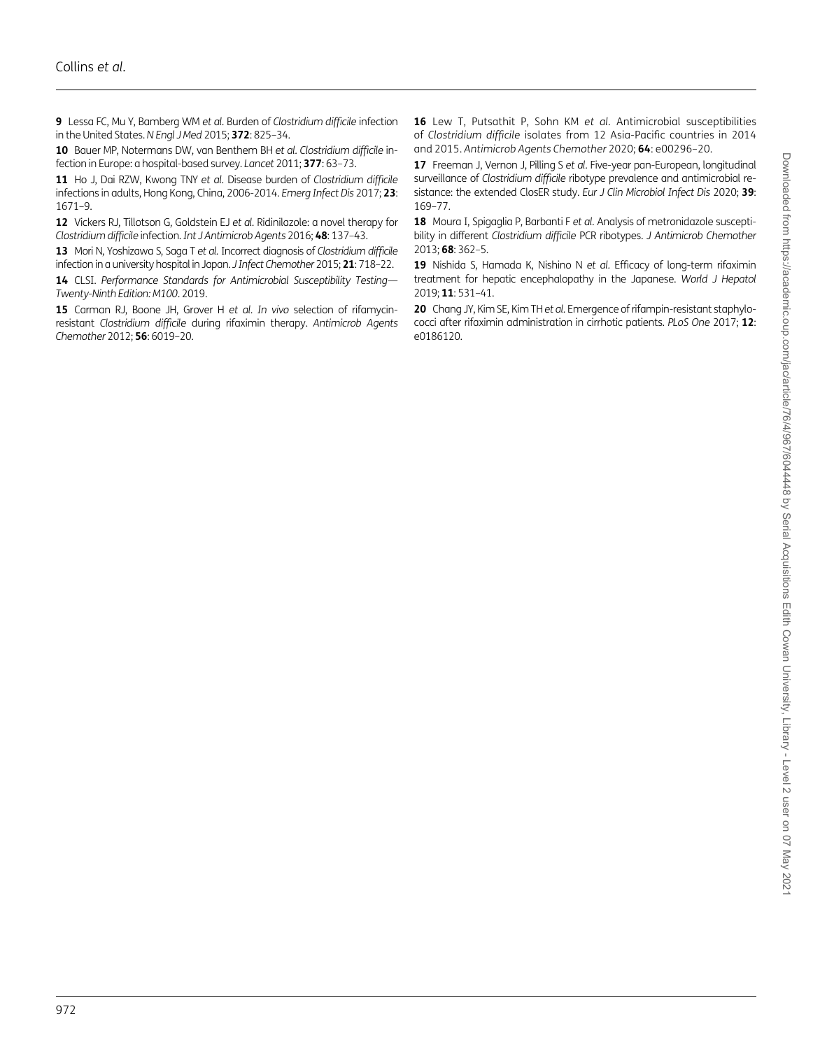**9** Lessa FC, Mu Y, Bamberg WM *et al*. Burden of *Clostridium difficile* infection in the United States. *N Engl J Med* 2015; **372**: 825–34.

**10** Bauer MP, Notermans DW, van Benthem BH *et al*. *Clostridium difficile* infection in Europe: a hospital-based survey. *Lancet* 2011; **377**: 63–73.

**11** Ho J, Dai RZW, Kwong TNY *et al*. Disease burden of *Clostridium difficile* infections in adults, Hong Kong, China, 2006-2014. *Emerg Infect Dis* 2017; **23**: 1671–9.

**12** Vickers RJ, Tillotson G, Goldstein EJ *et al*. Ridinilazole: a novel therapy for *Clostridium difficile* infection. *Int J Antimicrob Agents* 2016; **48**: 137–43.

**13** Mori N, Yoshizawa S, Saga T *et al*. Incorrect diagnosis of *Clostridium difficile* infection in a university hospital in Japan. *J Infect Chemother* 2015; **21**: 718–22.

**14** CLSI. *Performance Standards for Antimicrobial Susceptibility Testing—Twenty-Ninth Edition: M100*. 2019.

**15** Carman RJ, Boone JH, Grover H *et al*. *In vivo* selection of rifamycin-resistant *Clostridium difficile* during rifaximin therapy. *Antimicrob Agents Chemother* 2012; **56**: 6019–20.

**16** Lew T, Putsathit P, Sohn KM *et al*. Antimicrobial susceptibilities of *Clostridium difficile* isolates from 12 Asia-Pacific countries in 2014 and 2015. *Antimicrob Agents Chemother* 2020; **64**: e00296–20.

**17** Freeman J, Vernon J, Pilling S *et al*. Five-year pan-European, longitudinal surveillance of *Clostridium difficile* ribotype prevalence and antimicrobial resistance: the extended ClosER study. *Eur J Clin Microbiol Infect Dis* 2020; **39**: 169–77.

**18** Moura I, Spigaglia P, Barbanti F *et al*. Analysis of metronidazole susceptibility in different *Clostridium difficile* PCR ribotypes. *J Antimicrob Chemother* 2013; **68**: 362–5.

**19** Nishida S, Hamada K, Nishino N *et al*. Efficacy of long-term rifaximin treatment for hepatic encephalopathy in the Japanese. *World J Hepatol* 2019; **11**: 531–41.

**20** Chang JY, Kim SE, Kim TH *et al*. Emergence of rifampin-resistant staphylococci after rifaximin administration in cirrhotic patients. *PLoS One* 2017; **12**: e0186120.